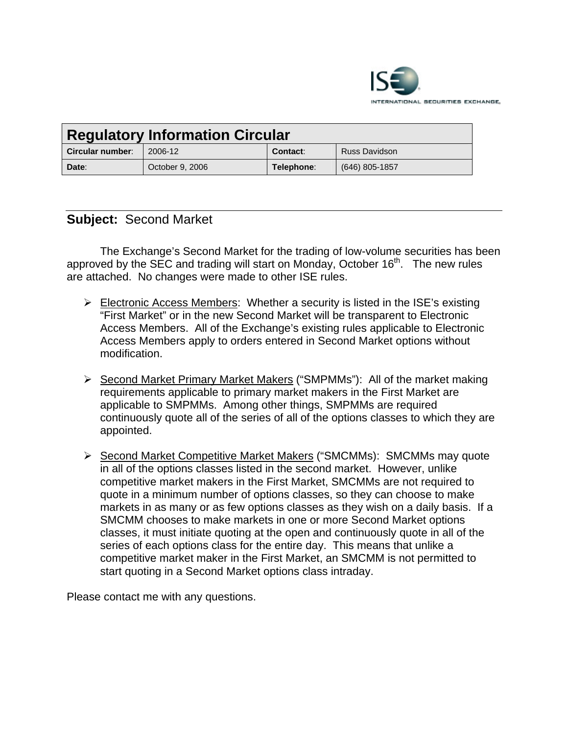# Regulatory Information Circular

| Circular number: | 2006-12 | Contact: | Russ Davidson |
|---|---|---|---|
| Date: | October 9, 2006 | Telephone: | (646) 805-1857 |

**Subject:** Second Market

The Exchange's Second Market for the trading of low-volume securities has been approved by the SEC and trading will start on Monday, October 16th. The new rules are attached. No changes were made to other ISE rules.

- Electronic Access Members: Whether a security is listed in the ISE's existing "First Market" or in the new Second Market will be transparent to Electronic Access Members. All of the Exchange's existing rules applicable to Electronic Access Members apply to orders entered in Second Market options without modification.

- Second Market Primary Market Makers ("SMPMMs"): All of the market making requirements applicable to primary market makers in the First Market are applicable to SMPMMs. Among other things, SMPMMs are required continuously quote all of the series of all of the options classes to which they are appointed.

- Second Market Competitive Market Makers ("SMCMMs): SMCMMs may quote in all of the options classes listed in the second market. However, unlike competitive market makers in the First Market, SMCMMs are not required to quote in a minimum number of options classes, so they can choose to make markets in as many or as few options classes as they wish on a daily basis. If a SMCMM chooses to make markets in one or more Second Market options classes, it must initiate quoting at the open and continuously quote in all of the series of each options class for the entire day. This means that unlike a competitive market maker in the First Market, an SMCMM is not permitted to start quoting in a Second Market options class intraday.

Please contact me with any questions.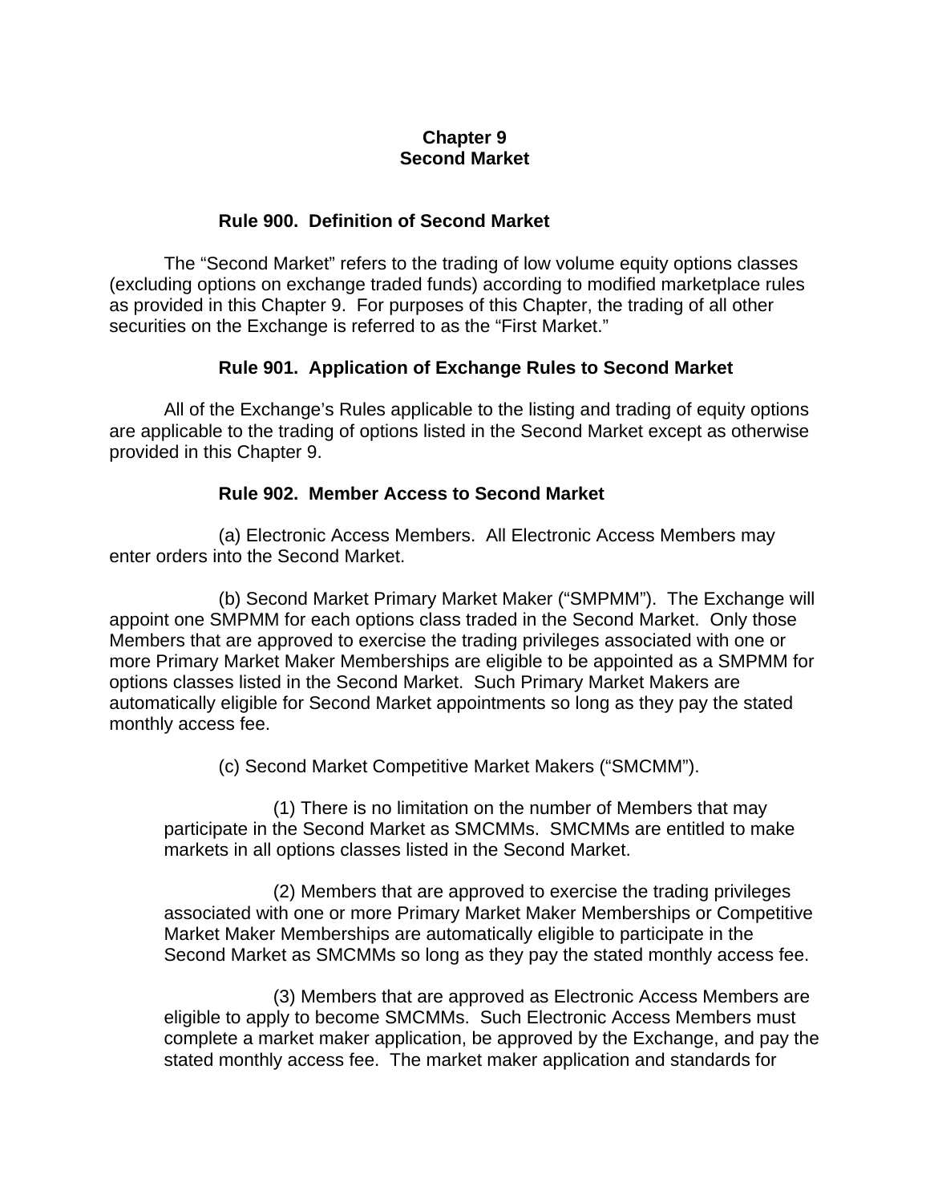# Chapter 9
# Second Market

### Rule 900. Definition of Second Market

The "Second Market" refers to the trading of low volume equity options classes (excluding options on exchange traded funds) according to modified marketplace rules as provided in this Chapter 9. For purposes of this Chapter, the trading of all other securities on the Exchange is referred to as the "First Market."

### Rule 901. Application of Exchange Rules to Second Market

All of the Exchange's Rules applicable to the listing and trading of equity options are applicable to the trading of options listed in the Second Market except as otherwise provided in this Chapter 9.

### Rule 902. Member Access to Second Market

(a) Electronic Access Members. All Electronic Access Members may enter orders into the Second Market.

(b) Second Market Primary Market Maker ("SMPMM"). The Exchange will appoint one SMPMM for each options class traded in the Second Market. Only those Members that are approved to exercise the trading privileges associated with one or more Primary Market Maker Memberships are eligible to be appointed as a SMPMM for options classes listed in the Second Market. Such Primary Market Makers are automatically eligible for Second Market appointments so long as they pay the stated monthly access fee.

(c) Second Market Competitive Market Makers ("SMCMM").

(1) There is no limitation on the number of Members that may participate in the Second Market as SMCMMs. SMCMMs are entitled to make markets in all options classes listed in the Second Market.

(2) Members that are approved to exercise the trading privileges associated with one or more Primary Market Maker Memberships or Competitive Market Maker Memberships are automatically eligible to participate in the Second Market as SMCMMs so long as they pay the stated monthly access fee.

(3) Members that are approved as Electronic Access Members are eligible to apply to become SMCMMs. Such Electronic Access Members must complete a market maker application, be approved by the Exchange, and pay the stated monthly access fee. The market maker application and standards for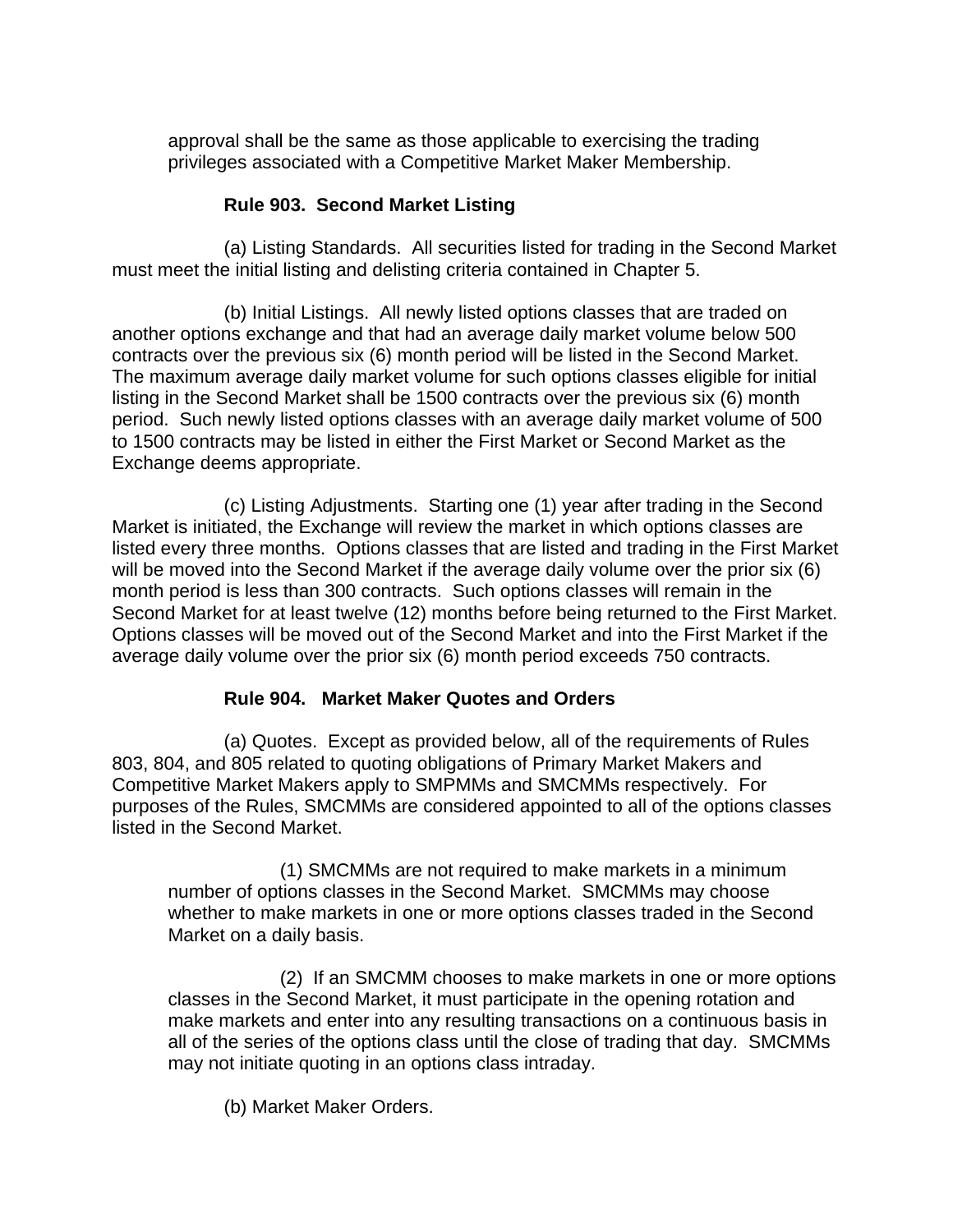approval shall be the same as those applicable to exercising the trading privileges associated with a Competitive Market Maker Membership.

**Rule 903. Second Market Listing**

(a) Listing Standards. All securities listed for trading in the Second Market must meet the initial listing and delisting criteria contained in Chapter 5.

(b) Initial Listings. All newly listed options classes that are traded on another options exchange and that had an average daily market volume below 500 contracts over the previous six (6) month period will be listed in the Second Market. The maximum average daily market volume for such options classes eligible for initial listing in the Second Market shall be 1500 contracts over the previous six (6) month period. Such newly listed options classes with an average daily market volume of 500 to 1500 contracts may be listed in either the First Market or Second Market as the Exchange deems appropriate.

(c) Listing Adjustments. Starting one (1) year after trading in the Second Market is initiated, the Exchange will review the market in which options classes are listed every three months. Options classes that are listed and trading in the First Market will be moved into the Second Market if the average daily volume over the prior six (6) month period is less than 300 contracts. Such options classes will remain in the Second Market for at least twelve (12) months before being returned to the First Market. Options classes will be moved out of the Second Market and into the First Market if the average daily volume over the prior six (6) month period exceeds 750 contracts.

**Rule 904. Market Maker Quotes and Orders**

(a) Quotes. Except as provided below, all of the requirements of Rules 803, 804, and 805 related to quoting obligations of Primary Market Makers and Competitive Market Makers apply to SMPMMs and SMCMMs respectively. For purposes of the Rules, SMCMMs are considered appointed to all of the options classes listed in the Second Market.

(1) SMCMMs are not required to make markets in a minimum number of options classes in the Second Market. SMCMMs may choose whether to make markets in one or more options classes traded in the Second Market on a daily basis.

(2) If an SMCMM chooses to make markets in one or more options classes in the Second Market, it must participate in the opening rotation and make markets and enter into any resulting transactions on a continuous basis in all of the series of the options class until the close of trading that day. SMCMMs may not initiate quoting in an options class intraday.

(b) Market Maker Orders.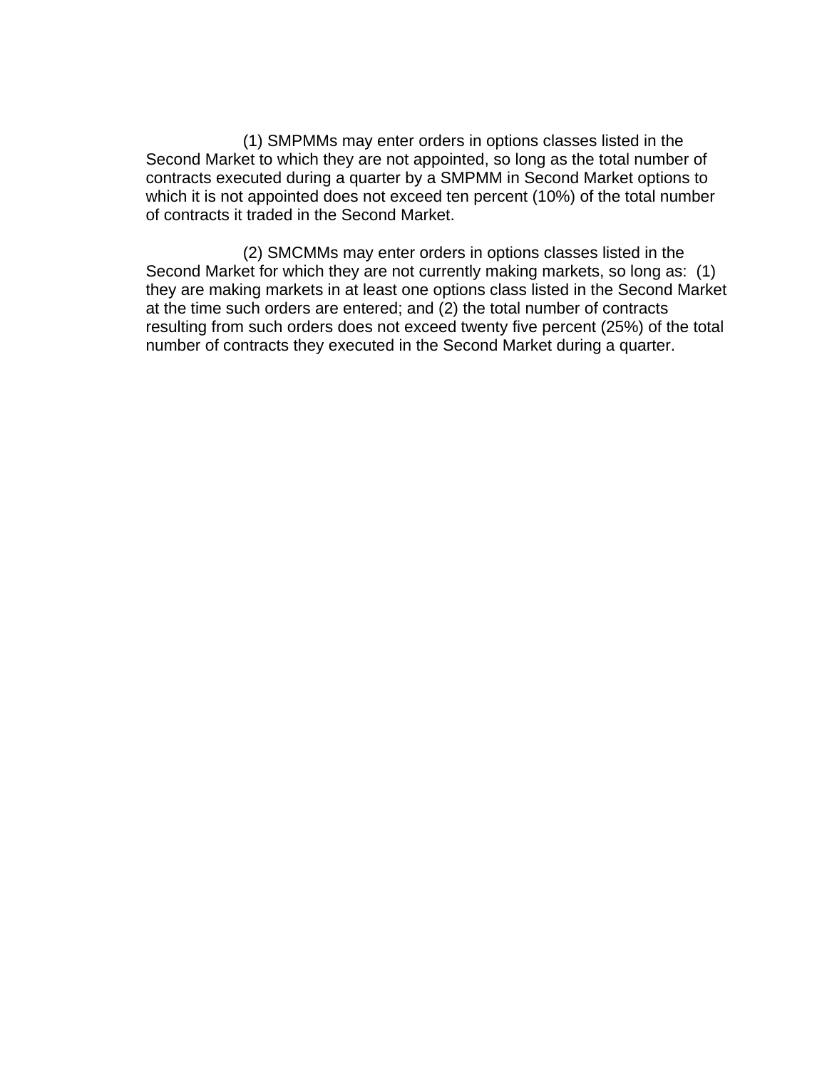(1) SMPMMs may enter orders in options classes listed in the Second Market to which they are not appointed, so long as the total number of contracts executed during a quarter by a SMPMM in Second Market options to which it is not appointed does not exceed ten percent (10%) of the total number of contracts it traded in the Second Market.

(2) SMCMMs may enter orders in options classes listed in the Second Market for which they are not currently making markets, so long as: (1) they are making markets in at least one options class listed in the Second Market at the time such orders are entered; and (2) the total number of contracts resulting from such orders does not exceed twenty five percent (25%) of the total number of contracts they executed in the Second Market during a quarter.